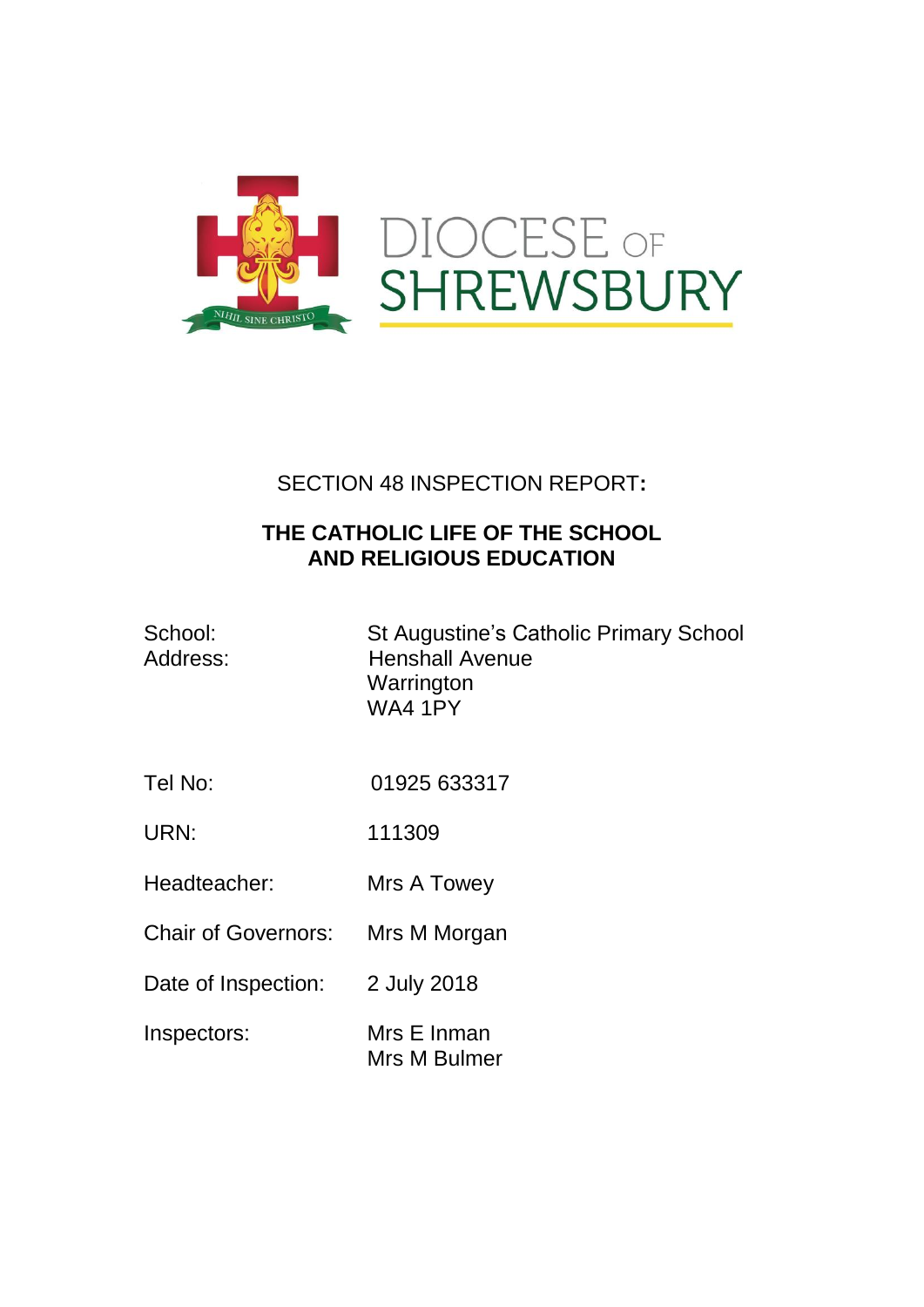DIOCESE OF SHREWSBURY

NIHIL SINE CHRISTO

SECTION 48 INSPECTION REPORT:

**THE CATHOLIC LIFE OF THE SCHOOL AND RELIGIOUS EDUCATION**

| | |
|---|---|
| School: | St Augustine's Catholic Primary School |
| Address: | Henshall Avenue<br>Warrington<br>WA4 1PY |
| Tel No: | 01925 633317 |
| URN: | 111309 |
| Headteacher: | Mrs A Towey |
| Chair of Governors: | Mrs M Morgan |
| Date of Inspection: | 2 July 2018 |
| Inspectors: | Mrs E Inman<br>Mrs M Bulmer |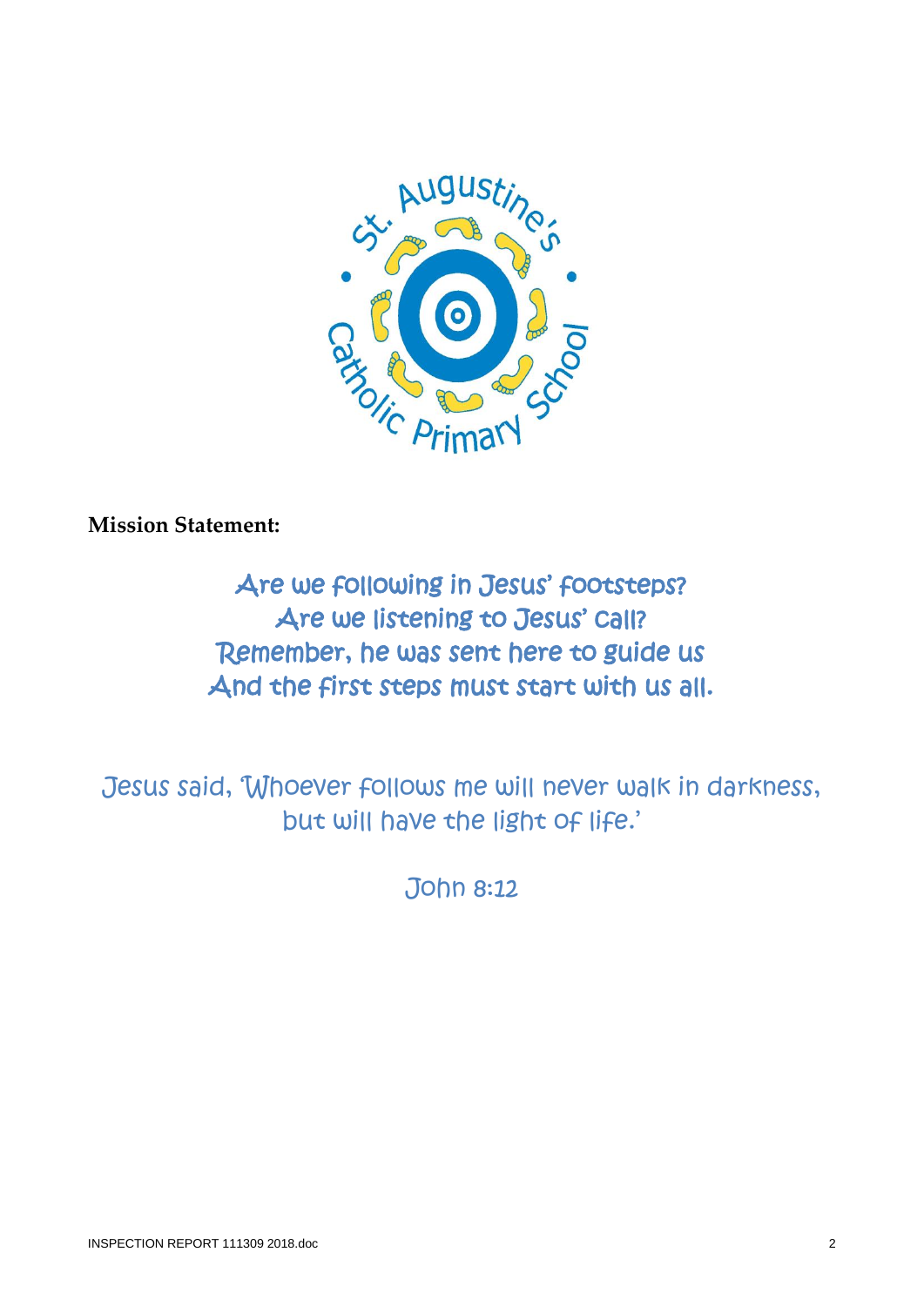**Mission Statement:**

Are we following in Jesus' footsteps?
Are we listening to Jesus' call?
Remember, he was sent here to guide us
And the first steps must start with us all.

Jesus said, 'Whoever follows me will never walk in darkness, but will have the light of life.'

John 8:12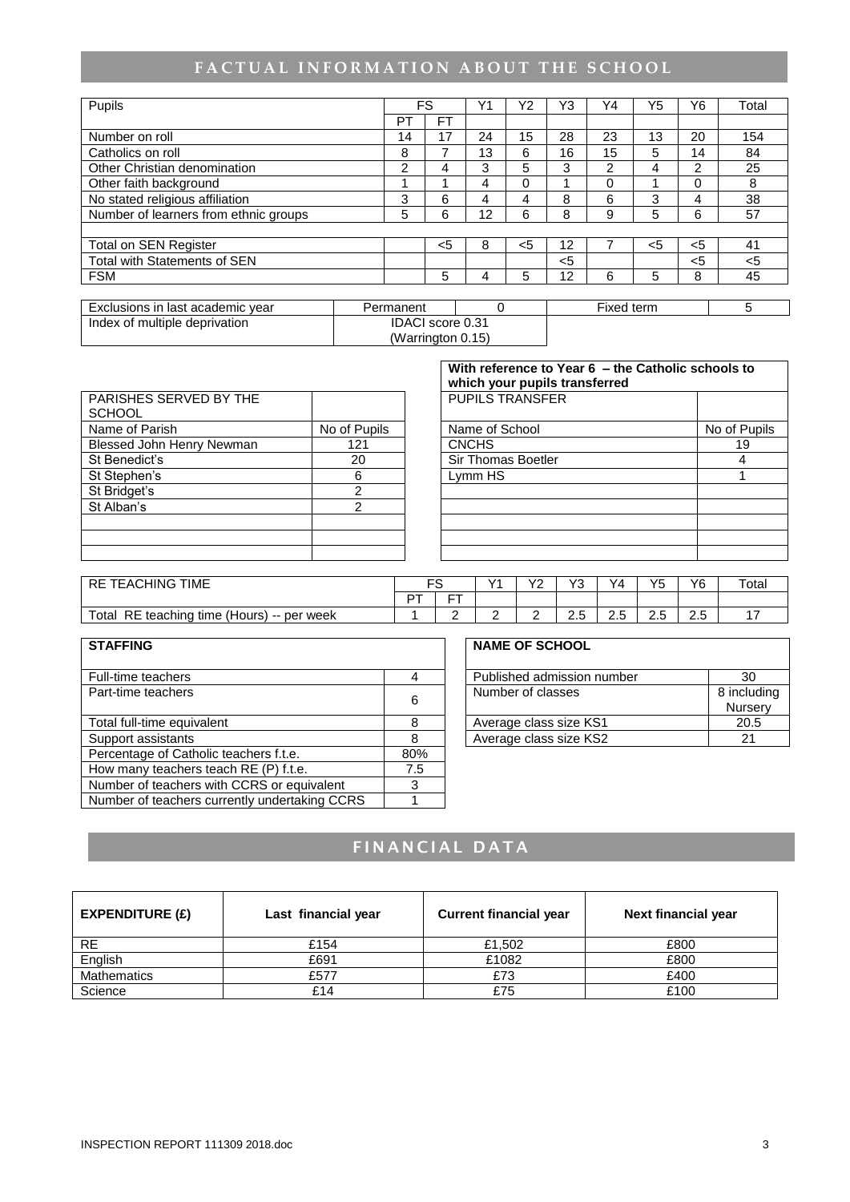## FACTUAL INFORMATION ABOUT THE SCHOOL

| Pupils | FS | | Y1 | Y2 | Y3 | Y4 | Y5 | Y6 | Total |
|---|---|---|---|---|---|---|---|---|---|
| | PT | FT | | | | | | | |
| Number on roll | 14 | 17 | 24 | 15 | 28 | 23 | 13 | 20 | 154 |
| Catholics on roll | 8 | 7 | 13 | 6 | 16 | 15 | 5 | 14 | 84 |
| Other Christian denomination | 2 | 4 | 3 | 5 | 3 | 2 | 4 | 2 | 25 |
| Other faith background | 1 | 1 | 4 | 0 | 1 | 0 | 1 | 0 | 8 |
| No stated religious affiliation | 3 | 6 | 4 | 4 | 8 | 6 | 3 | 4 | 38 |
| Number of learners from ethnic groups | 5 | 6 | 12 | 6 | 8 | 9 | 5 | 6 | 57 |
| | | | | | | | | | |
| Total on SEN Register | | <5 | 8 | <5 | 12 | 7 | <5 | <5 | 41 |
| Total with Statements of SEN | | | | | <5 | | | <5 | <5 |
| FSM | | 5 | 4 | 5 | 12 | 6 | 5 | 8 | 45 |

| Exclusions in last academic year | Permanent | 0 | Fixed term | 5 |
|---|---|---|---|---|
| Index of multiple deprivation | IDACI score 0.31 (Warrington 0.15) | | | |

| PARISHES SERVED BY THE SCHOOL | |
|---|---|
| Name of Parish | No of Pupils |
| Blessed John Henry Newman | 121 |
| St Benedict's | 20 |
| St Stephen's | 6 |
| St Bridget's | 2 |
| St Alban's | 2 |

| With reference to Year 6 – the Catholic schools to which your pupils transferred | |
|---|---|
| PUPILS TRANSFER | |
| Name of School | No of Pupils |
| CNCHS | 19 |
| Sir Thomas Boetler | 4 |
| Lymm HS | 1 |

| RE TEACHING TIME | FS | | Y1 | Y2 | Y3 | Y4 | Y5 | Y6 | Total |
|---|---|---|---|---|---|---|---|---|---|
| | PT | FT | | | | | | | |
| Total RE teaching time (Hours) -- per week | 1 | 2 | 2 | 2 | 2.5 | 2.5 | 2.5 | 2.5 | 17 |

| STAFFING | |
|---|---|
| Full-time teachers | 4 |
| Part-time teachers | 6 |
| Total full-time equivalent | 8 |
| Support assistants | 8 |
| Percentage of Catholic teachers f.t.e. | 80% |
| How many teachers teach RE (P) f.t.e. | 7.5 |
| Number of teachers with CCRS or equivalent | 3 |
| Number of teachers currently undertaking CCRS | 1 |

| NAME OF SCHOOL | |
|---|---|
| Published admission number | 30 |
| Number of classes | 8 including Nursery |
| Average class size KS1 | 20.5 |
| Average class size KS2 | 21 |

## FINANCIAL DATA

| EXPENDITURE (£) | Last financial year | Current financial year | Next financial year |
|---|---|---|---|
| RE | £154 | £1,502 | £800 |
| English | £691 | £1082 | £800 |
| Mathematics | £577 | £73 | £400 |
| Science | £14 | £75 | £100 |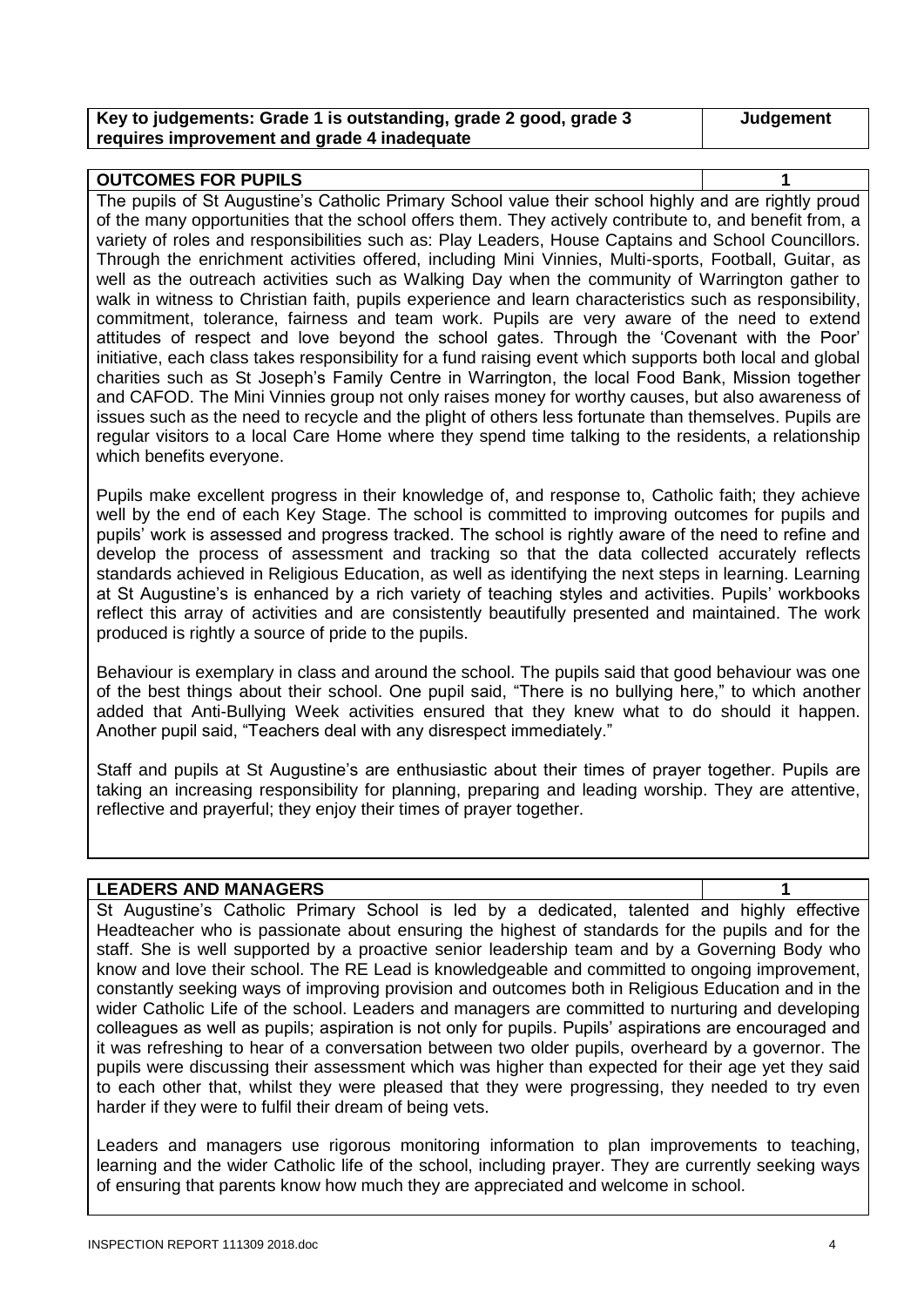| Key to judgements: Grade 1 is outstanding, grade 2 good, grade 3 requires improvement and grade 4 inadequate | Judgement |
| --- | --- |

| OUTCOMES FOR PUPILS | 1 |
| --- | --- |

The pupils of St Augustine's Catholic Primary School value their school highly and are rightly proud of the many opportunities that the school offers them. They actively contribute to, and benefit from, a variety of roles and responsibilities such as: Play Leaders, House Captains and School Councillors. Through the enrichment activities offered, including Mini Vinnies, Multi-sports, Football, Guitar, as well as the outreach activities such as Walking Day when the community of Warrington gather to walk in witness to Christian faith, pupils experience and learn characteristics such as responsibility, commitment, tolerance, fairness and team work. Pupils are very aware of the need to extend attitudes of respect and love beyond the school gates. Through the 'Covenant with the Poor' initiative, each class takes responsibility for a fund raising event which supports both local and global charities such as St Joseph's Family Centre in Warrington, the local Food Bank, Mission together and CAFOD. The Mini Vinnies group not only raises money for worthy causes, but also awareness of issues such as the need to recycle and the plight of others less fortunate than themselves. Pupils are regular visitors to a local Care Home where they spend time talking to the residents, a relationship which benefits everyone.

Pupils make excellent progress in their knowledge of, and response to, Catholic faith; they achieve well by the end of each Key Stage. The school is committed to improving outcomes for pupils and pupils' work is assessed and progress tracked. The school is rightly aware of the need to refine and develop the process of assessment and tracking so that the data collected accurately reflects standards achieved in Religious Education, as well as identifying the next steps in learning. Learning at St Augustine's is enhanced by a rich variety of teaching styles and activities. Pupils' workbooks reflect this array of activities and are consistently beautifully presented and maintained. The work produced is rightly a source of pride to the pupils.

Behaviour is exemplary in class and around the school. The pupils said that good behaviour was one of the best things about their school. One pupil said, "There is no bullying here," to which another added that Anti-Bullying Week activities ensured that they knew what to do should it happen. Another pupil said, "Teachers deal with any disrespect immediately."

Staff and pupils at St Augustine's are enthusiastic about their times of prayer together. Pupils are taking an increasing responsibility for planning, preparing and leading worship. They are attentive, reflective and prayerful; they enjoy their times of prayer together.

| LEADERS AND MANAGERS | 1 |
| --- | --- |

St Augustine's Catholic Primary School is led by a dedicated, talented and highly effective Headteacher who is passionate about ensuring the highest of standards for the pupils and for the staff. She is well supported by a proactive senior leadership team and by a Governing Body who know and love their school. The RE Lead is knowledgeable and committed to ongoing improvement, constantly seeking ways of improving provision and outcomes both in Religious Education and in the wider Catholic Life of the school. Leaders and managers are committed to nurturing and developing colleagues as well as pupils; aspiration is not only for pupils. Pupils' aspirations are encouraged and it was refreshing to hear of a conversation between two older pupils, overheard by a governor. The pupils were discussing their assessment which was higher than expected for their age yet they said to each other that, whilst they were pleased that they were progressing, they needed to try even harder if they were to fulfil their dream of being vets.

Leaders and managers use rigorous monitoring information to plan improvements to teaching, learning and the wider Catholic life of the school, including prayer. They are currently seeking ways of ensuring that parents know how much they are appreciated and welcome in school.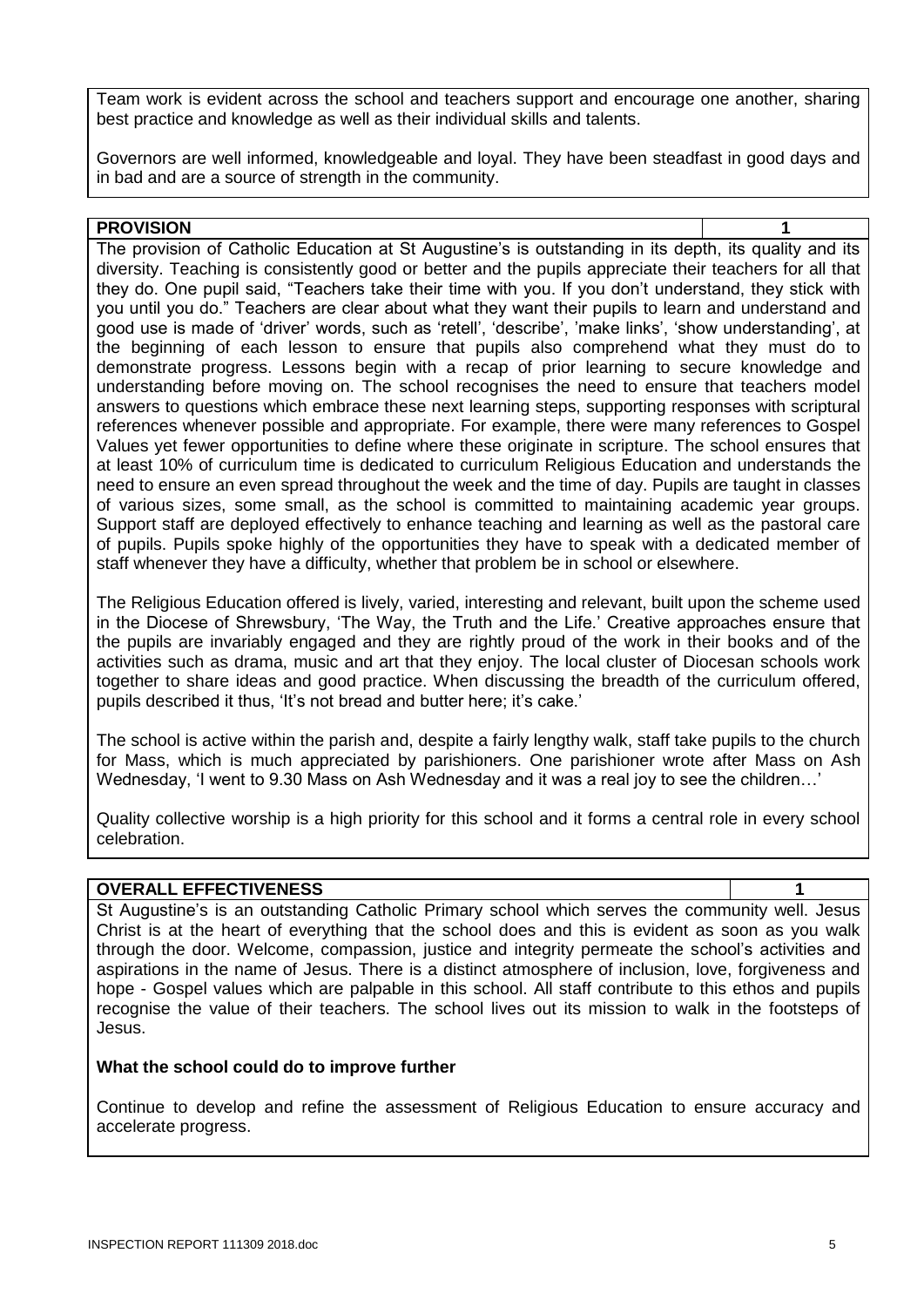Team work is evident across the school and teachers support and encourage one another, sharing best practice and knowledge as well as their individual skills and talents.

Governors are well informed, knowledgeable and loyal. They have been steadfast in good days and in bad and are a source of strength in the community.

| **PROVISION** | **1** |
|---|---|

The provision of Catholic Education at St Augustine's is outstanding in its depth, its quality and its diversity. Teaching is consistently good or better and the pupils appreciate their teachers for all that they do. One pupil said, "Teachers take their time with you. If you don't understand, they stick with you until you do." Teachers are clear about what they want their pupils to learn and understand and good use is made of 'driver' words, such as 'retell', 'describe', 'make links', 'show understanding', at the beginning of each lesson to ensure that pupils also comprehend what they must do to demonstrate progress. Lessons begin with a recap of prior learning to secure knowledge and understanding before moving on. The school recognises the need to ensure that teachers model answers to questions which embrace these next learning steps, supporting responses with scriptural references whenever possible and appropriate. For example, there were many references to Gospel Values yet fewer opportunities to define where these originate in scripture. The school ensures that at least 10% of curriculum time is dedicated to curriculum Religious Education and understands the need to ensure an even spread throughout the week and the time of day. Pupils are taught in classes of various sizes, some small, as the school is committed to maintaining academic year groups. Support staff are deployed effectively to enhance teaching and learning as well as the pastoral care of pupils. Pupils spoke highly of the opportunities they have to speak with a dedicated member of staff whenever they have a difficulty, whether that problem be in school or elsewhere.

The Religious Education offered is lively, varied, interesting and relevant, built upon the scheme used in the Diocese of Shrewsbury, 'The Way, the Truth and the Life.' Creative approaches ensure that the pupils are invariably engaged and they are rightly proud of the work in their books and of the activities such as drama, music and art that they enjoy. The local cluster of Diocesan schools work together to share ideas and good practice. When discussing the breadth of the curriculum offered, pupils described it thus, 'It's not bread and butter here; it's cake.'

The school is active within the parish and, despite a fairly lengthy walk, staff take pupils to the church for Mass, which is much appreciated by parishioners. One parishioner wrote after Mass on Ash Wednesday, 'I went to 9.30 Mass on Ash Wednesday and it was a real joy to see the children…'

Quality collective worship is a high priority for this school and it forms a central role in every school celebration.

| **OVERALL EFFECTIVENESS** | **1** |
|---|---|

St Augustine's is an outstanding Catholic Primary school which serves the community well. Jesus Christ is at the heart of everything that the school does and this is evident as soon as you walk through the door. Welcome, compassion, justice and integrity permeate the school's activities and aspirations in the name of Jesus. There is a distinct atmosphere of inclusion, love, forgiveness and hope - Gospel values which are palpable in this school. All staff contribute to this ethos and pupils recognise the value of their teachers. The school lives out its mission to walk in the footsteps of Jesus.

**What the school could do to improve further**

Continue to develop and refine the assessment of Religious Education to ensure accuracy and accelerate progress.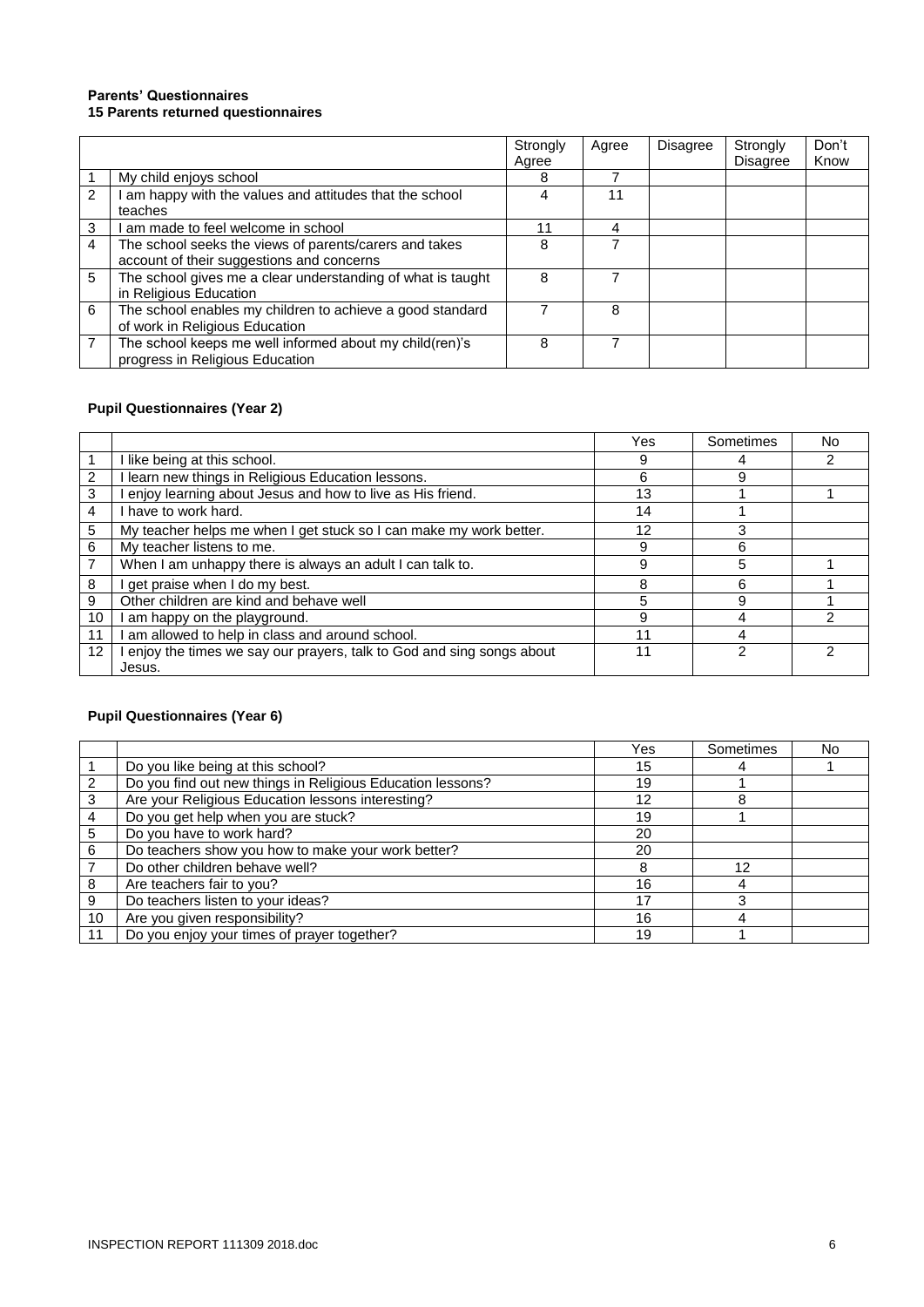**Parents' Questionnaires**
**15 Parents returned questionnaires**

| | | Strongly Agree | Agree | Disagree | Strongly Disagree | Don't Know |
|---|---|---|---|---|---|---|
| 1 | My child enjoys school | 8 | 7 | | | |
| 2 | I am happy with the values and attitudes that the school teaches | 4 | 11 | | | |
| 3 | I am made to feel welcome in school | 11 | 4 | | | |
| 4 | The school seeks the views of parents/carers and takes account of their suggestions and concerns | 8 | 7 | | | |
| 5 | The school gives me a clear understanding of what is taught in Religious Education | 8 | 7 | | | |
| 6 | The school enables my children to achieve a good standard of work in Religious Education | 7 | 8 | | | |
| 7 | The school keeps me well informed about my child(ren)'s progress in Religious Education | 8 | 7 | | | |

**Pupil Questionnaires (Year 2)**

| | | Yes | Sometimes | No |
|---|---|---|---|---|
| 1 | I like being at this school. | 9 | 4 | 2 |
| 2 | I learn new things in Religious Education lessons. | 6 | 9 | |
| 3 | I enjoy learning about Jesus and how to live as His friend. | 13 | 1 | 1 |
| 4 | I have to work hard. | 14 | 1 | |
| 5 | My teacher helps me when I get stuck so I can make my work better. | 12 | 3 | |
| 6 | My teacher listens to me. | 9 | 6 | |
| 7 | When I am unhappy there is always an adult I can talk to. | 9 | 5 | 1 |
| 8 | I get praise when I do my best. | 8 | 6 | 1 |
| 9 | Other children are kind and behave well | 5 | 9 | 1 |
| 10 | I am happy on the playground. | 9 | 4 | 2 |
| 11 | I am allowed to help in class and around school. | 11 | 4 | |
| 12 | I enjoy the times we say our prayers, talk to God and sing songs about Jesus. | 11 | 2 | 2 |

**Pupil Questionnaires (Year 6)**

| | | Yes | Sometimes | No |
|---|---|---|---|---|
| 1 | Do you like being at this school? | 15 | 4 | 1 |
| 2 | Do you find out new things in Religious Education lessons? | 19 | 1 | |
| 3 | Are your Religious Education lessons interesting? | 12 | 8 | |
| 4 | Do you get help when you are stuck? | 19 | 1 | |
| 5 | Do you have to work hard? | 20 | | |
| 6 | Do teachers show you how to make your work better? | 20 | | |
| 7 | Do other children behave well? | 8 | 12 | |
| 8 | Are teachers fair to you? | 16 | 4 | |
| 9 | Do teachers listen to your ideas? | 17 | 3 | |
| 10 | Are you given responsibility? | 16 | 4 | |
| 11 | Do you enjoy your times of prayer together? | 19 | 1 | |